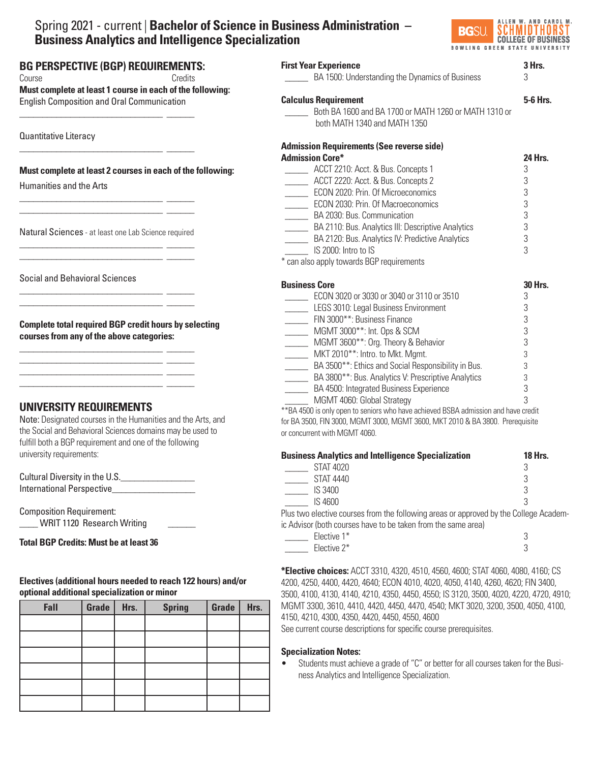# Spring 2021 - current | **Bachelor of Science in Business Administration – Business Analytics and Intelligence Specialization**

## BG PERSPECTIVE (BGP) REQUIREMENTS:

Course Credits

**Must complete at least 1 course in each of the following:**

English Composition and Oral Communication

______________________________ ______

Quantitative Literacy

______________________________ ______

**Must complete at least 2 courses in each of the following:**

Humanities and the Arts

______________________________ ______
______________________________ ______

Natural Sciences - at least one Lab Science required

______________________________ ______
______________________________ ______

Social and Behavioral Sciences

______________________________ ______
______________________________ ______

**Complete total required BGP credit hours by selecting courses from any of the above categories:**

______________________________ ______
______________________________ ______
______________________________ ______
______________________________ ______

## UNIVERSITY REQUIREMENTS

Note: Designated courses in the Humanities and the Arts, and the Social and Behavioral Sciences domains may be used to fulfill both a BGP requirement and one of the following university requirements:

Cultural Diversity in the U.S.________________
International Perspective_________________

Composition Requirement:
____ WRIT 1120 Research Writing ______

**Total BGP Credits: Must be at least 36**

**Electives (additional hours needed to reach 122 hours) and/or optional additional specialization or minor**

| Fall | Grade | Hrs. | Spring | Grade | Hrs. |
|---|---|---|---|---|---|
| | | | | | |
| | | | | | |
| | | | | | |
| | | | | | |
| | | | | | |
| | | | | | |

**First Year Experience** **3 Hrs.**

_____ BA 1500: Understanding the Dynamics of Business 3

**Calculus Requirement** **5-6 Hrs.**

_____ Both BA 1600 and BA 1700 or MATH 1260 or MATH 1310 or both MATH 1340 and MATH 1350

**Admission Requirements (See reverse side)**

**Admission Core*** **24 Hrs.**

_____ ACCT 2210: Acct. & Bus. Concepts 1 3
_____ ACCT 2220: Acct. & Bus. Concepts 2 3
_____ ECON 2020: Prin. Of Microeconomics 3
_____ ECON 2030: Prin. Of Macroeconomics 3
_____ BA 2030: Bus. Communication 3
_____ BA 2110: Bus. Analytics III: Descriptive Analytics 3
_____ BA 2120: Bus. Analytics IV: Predictive Analytics 3
_____ IS 2000: Intro to IS 3

* can also apply towards BGP requirements

**Business Core** **30 Hrs.**

_____ ECON 3020 or 3030 or 3040 or 3110 or 3510 3
_____ LEGS 3010: Legal Business Environment 3
_____ FIN 3000**: Business Finance 3
_____ MGMT 3000**: Int. Ops & SCM 3
_____ MGMT 3600**: Org. Theory & Behavior 3
_____ MKT 2010**: Intro. to Mkt. Mgmt. 3
_____ BA 3500**: Ethics and Social Responsibility in Bus. 3
_____ BA 3800**: Bus. Analytics V: Prescriptive Analytics 3
_____ BA 4500: Integrated Business Experience 3
_____ MGMT 4060: Global Strategy 3

**BA 4500 is only open to seniors who have achieved BSBA admission and have credit for BA 3500, FIN 3000, MGMT 3000, MGMT 3600, MKT 2010 & BA 3800. Prerequisite or concurrent with MGMT 4060.

**Business Analytics and Intelligence Specialization** **18 Hrs.**

_____ STAT 4020 3
_____ STAT 4440 3
_____ IS 3400 3
_____ IS 4600 3

Plus two elective courses from the following areas or approved by the College Academic Advisor (both courses have to be taken from the same area)

_____ Elective 1* 3
_____ Elective 2* 3

***Elective choices:** ACCT 3310, 4320, 4510, 4560, 4600; STAT 4060, 4080, 4160; CS 4200, 4250, 4400, 4420, 4640; ECON 4010, 4020, 4050, 4140, 4260, 4620; FIN 3400, 3500, 4100, 4130, 4140, 4210, 4350, 4450, 4550; IS 3120, 3500, 4020, 4220, 4720, 4910; MGMT 3300, 3610, 4410, 4420, 4450, 4470, 4540; MKT 3020, 3200, 3500, 4050, 4100, 4150, 4210, 4300, 4350, 4420, 4450, 4550, 4600

See current course descriptions for specific course prerequisites.

**Specialization Notes:**

- Students must achieve a grade of "C" or better for all courses taken for the Business Analytics and Intelligence Specialization.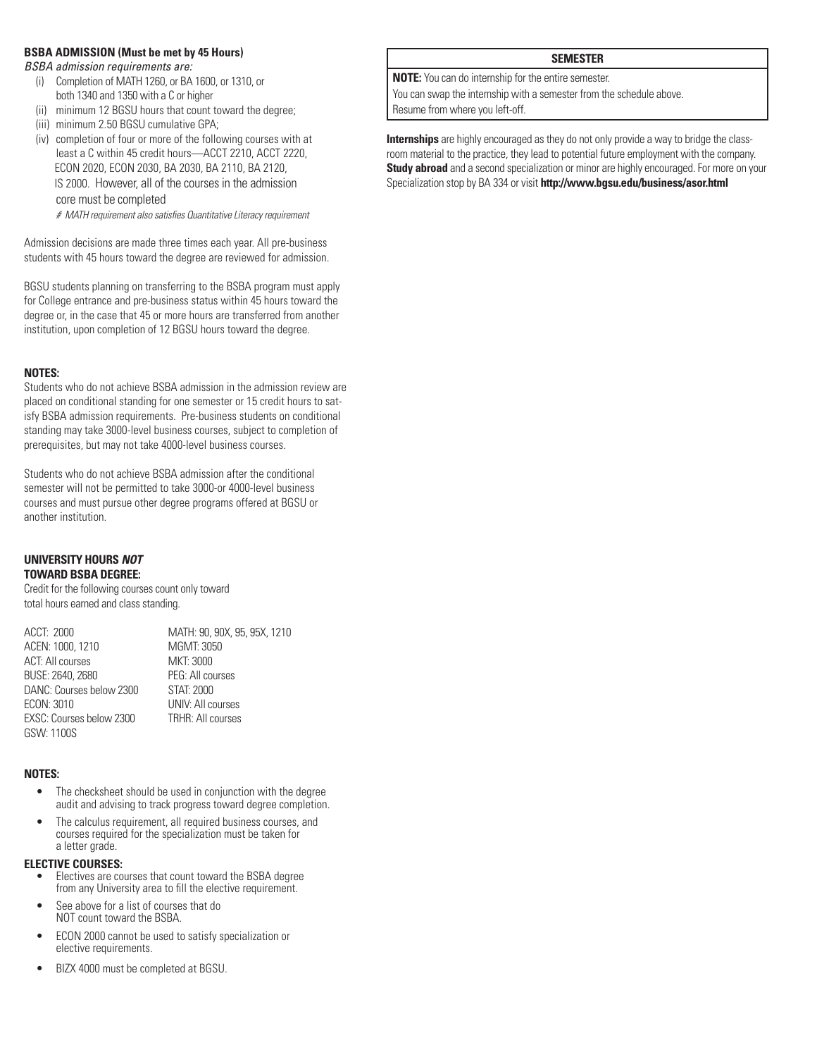**BSBA ADMISSION (Must be met by 45 Hours)**

*BSBA admission requirements are:*

- (i) Completion of MATH 1260, or BA 1600, or 1310, or both 1340 and 1350 with a C or higher
- (ii) minimum 12 BGSU hours that count toward the degree;
- (iii) minimum 2.50 BGSU cumulative GPA;
- (iv) completion of four or more of the following courses with at least a C within 45 credit hours—ACCT 2210, ACCT 2220, ECON 2020, ECON 2030, BA 2030, BA 2110, BA 2120, IS 2000. However, all of the courses in the admission core must be completed

*# MATH requirement also satisfies Quantitative Literacy requirement*

Admission decisions are made three times each year. All pre-business students with 45 hours toward the degree are reviewed for admission.

BGSU students planning on transferring to the BSBA program must apply for College entrance and pre-business status within 45 hours toward the degree or, in the case that 45 or more hours are transferred from another institution, upon completion of 12 BGSU hours toward the degree.

**NOTES:**

Students who do not achieve BSBA admission in the admission review are placed on conditional standing for one semester or 15 credit hours to satisfy BSBA admission requirements. Pre-business students on conditional standing may take 3000-level business courses, subject to completion of prerequisites, but may not take 4000-level business courses.

Students who do not achieve BSBA admission after the conditional semester will not be permitted to take 3000-or 4000-level business courses and must pursue other degree programs offered at BGSU or another institution.

**UNIVERSITY HOURS *NOT* TOWARD BSBA DEGREE:**

Credit for the following courses count only toward total hours earned and class standing.

| | |
|---|---|
| ACCT: 2000 | MATH: 90, 90X, 95, 95X, 1210 |
| ACEN: 1000, 1210 | MGMT: 3050 |
| ACT: All courses | MKT: 3000 |
| BUSE: 2640, 2680 | PEG: All courses |
| DANC: Courses below 2300 | STAT: 2000 |
| ECON: 3010 | UNIV: All courses |
| EXSC: Courses below 2300 | TRHR: All courses |
| GSW: 1100S | |

**NOTES:**

- The checksheet should be used in conjunction with the degree audit and advising to track progress toward degree completion.
- The calculus requirement, all required business courses, and courses required for the specialization must be taken for a letter grade.

**ELECTIVE COURSES:**

- Electives are courses that count toward the BSBA degree from any University area to fill the elective requirement.
- See above for a list of courses that do NOT count toward the BSBA.
- ECON 2000 cannot be used to satisfy specialization or elective requirements.
- BIZX 4000 must be completed at BGSU.

| SEMESTER |
|---|
| **NOTE:** You can do internship for the entire semester. |
| You can swap the internship with a semester from the schedule above. |
| Resume from where you left-off. |

**Internships** are highly encouraged as they do not only provide a way to bridge the classroom material to the practice, they lead to potential future employment with the company. **Study abroad** and a second specialization or minor are highly encouraged. For more on your Specialization stop by BA 334 or visit **http://www.bgsu.edu/business/asor.html**